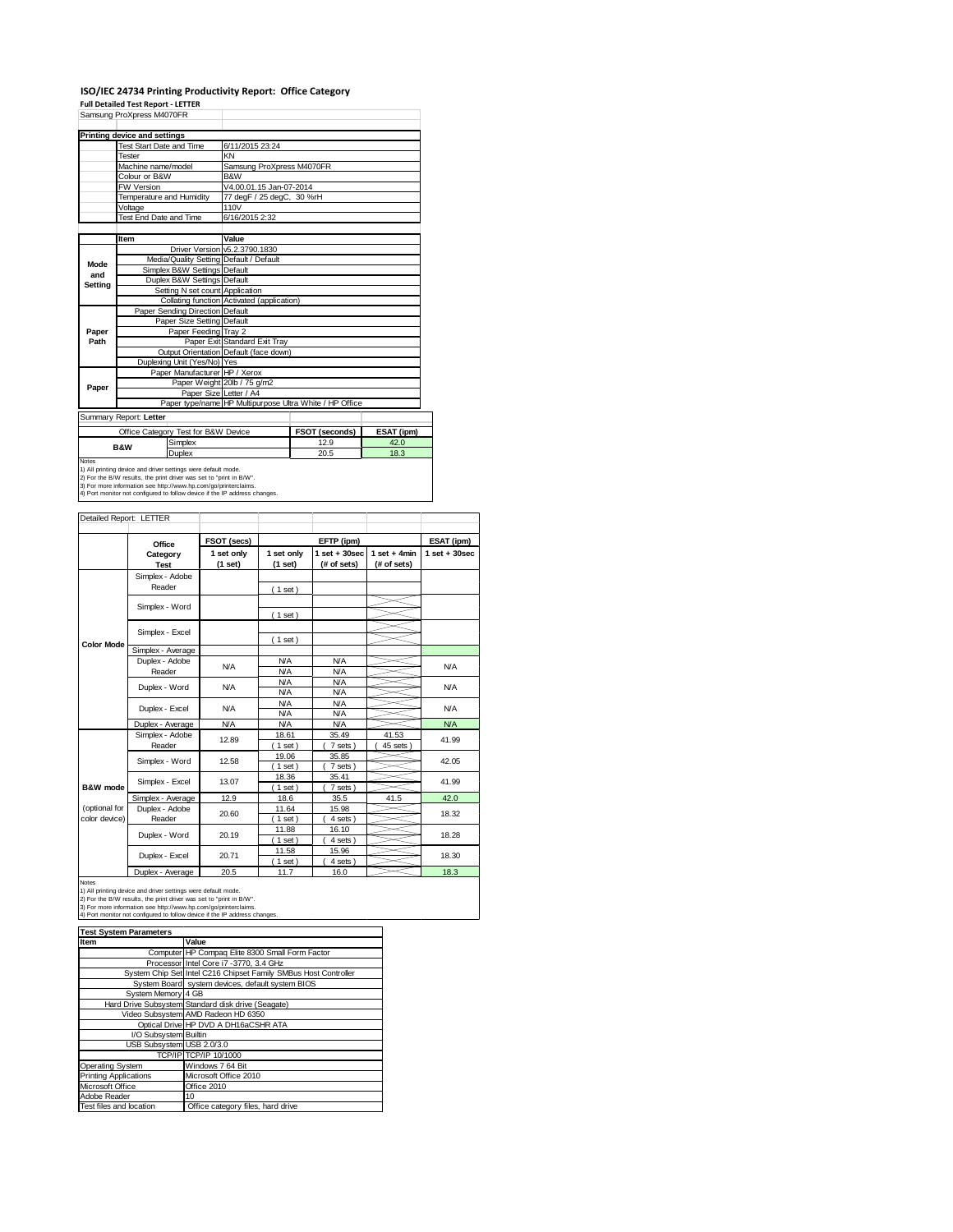# ISO/IEC 24734 Printing Productivity Report: Office Category

**Full Detailed Test Report - LETTER**

Samsung ProXpress M4070FR

| Printing device and settings | |
|---|---|
| Test Start Date and Time | 6/11/2015 23:24 |
| Tester | KN |
| Machine name/model | Samsung ProXpress M4070FR |
| Colour or B&W | B&W |
| FW Version | V4.00.01.15 Jan-07-2014 |
| Temperature and Humidity | 77 degF / 25 degC, 30 %rH |
| Voltage | 110V |
| Test End Date and Time | 6/16/2015 2:32 |

| | Item | Value |
|---|---|---|
| Mode and Setting | Driver Version | v5.2.3790.1830 |
| | Media/Quality Setting | Default / Default |
| | Simplex B&W Settings | Default |
| | Duplex B&W Settings | Default |
| | Setting N set count | Application |
| | Collating function | Activated (application) |
| Paper Path | Paper Sending Direction | Default |
| | Paper Size Setting | Default |
| | Paper Feeding | Tray 2 |
| | Paper Exit | Standard Exit Tray |
| | Output Orientation | Default (face down) |
| | Duplexing Unit (Yes/No) | Yes |
| Paper | Paper Manufacturer | HP / Xerox |
| | Paper Weight | 20lb / 75 g/m2 |
| | Paper Size | Letter / A4 |
| | Paper type/name | HP Multipurpose Ultra White / HP Office |

Summary Report: **Letter**

| Office Category Test for B&W Device | | FSOT (seconds) | ESAT (ipm) |
|---|---|---|---|
| B&W | Simplex | 12.9 | 42.0 |
| | Duplex | 20.5 | 18.3 |

Notes
1) All printing device and driver settings were default mode.
2) For the B/W results, the print driver was set to "print in B/W".
3) For more information see http://www.hp.com/go/printerclaims.
4) Port monitor not configured to follow device if the IP address changes.

Detailed Report: LETTER

| | Office Category Test | FSOT (secs) 1 set only (1 set) | EFTP (ipm) 1 set only (1 set) | EFTP (ipm) 1 set + 30sec (# of sets) | EFTP (ipm) 1 set + 4min (# of sets) | ESAT (ipm) 1 set + 30sec |
|---|---|---|---|---|---|---|
| Color Mode | Simplex - Adobe Reader | | ( 1 set ) | | | |
| | Simplex - Word | | ( 1 set ) | | | |
| | Simplex - Excel | | ( 1 set ) | | | |
| | Simplex - Average | | | | | |
| | Duplex - Adobe Reader | N/A | N/A<br>N/A | N/A<br>N/A | | N/A |
| | Duplex - Word | N/A | N/A<br>N/A | N/A<br>N/A | | N/A |
| | Duplex - Excel | N/A | N/A<br>N/A | N/A<br>N/A | | N/A |
| | Duplex - Average | N/A | N/A | N/A | | N/A |
| B&W mode (optional for color device) | Simplex - Adobe Reader | 12.89 | 18.61<br>( 1 set ) | 35.49<br>( 7 sets ) | 41.53<br>( 45 sets ) | 41.99 |
| | Simplex - Word | 12.58 | 19.06<br>( 1 set ) | 35.85<br>( 7 sets ) | | 42.05 |
| | Simplex - Excel | 13.07 | 18.36<br>( 1 set ) | 35.41<br>( 7 sets ) | | 41.99 |
| | Simplex - Average | 12.9 | 18.6 | 35.5 | 41.5 | 42.0 |
| | Duplex - Adobe Reader | 20.60 | 11.64<br>( 1 set ) | 15.98<br>( 4 sets ) | | 18.32 |
| | Duplex - Word | 20.19 | 11.88<br>( 1 set ) | 16.10<br>( 4 sets ) | | 18.28 |
| | Duplex - Excel | 20.71 | 11.58<br>( 1 set ) | 15.96<br>( 4 sets ) | | 18.30 |
| | Duplex - Average | 20.5 | 11.7 | 16.0 | | 18.3 |

Notes
1) All printing device and driver settings were default mode.
2) For the B/W results, the print driver was set to "print in B/W".
3) For more information see http://www.hp.com/go/printerclaims.
4) Port monitor not configured to follow device if the IP address changes.

| Test System Parameters | |
|---|---|
| **Item** | **Value** |
| Computer | HP Compaq Elite 8300 Small Form Factor |
| Processor | Intel Core i7 -3770, 3.4 GHz |
| System Chip Set | Intel C216 Chipset Family SMBus Host Controller |
| System Board | system devices, default system BIOS |
| System Memory | 4 GB |
| Hard Drive Subsystem | Standard disk drive (Seagate) |
| Video Subsystem | AMD Radeon HD 6350 |
| Optical Drive | HP DVD A DH16aCSHR ATA |
| I/O Subsystem | Builtin |
| USB Subsystem | USB 2.0/3.0 |
| TCP/IP | TCP/IP 10/1000 |
| Operating System | Windows 7 64 Bit |
| Printing Applications | Microsoft Office 2010 |
| Microsoft Office | Office 2010 |
| Adobe Reader | 10 |
| Test files and location | Office category files, hard drive |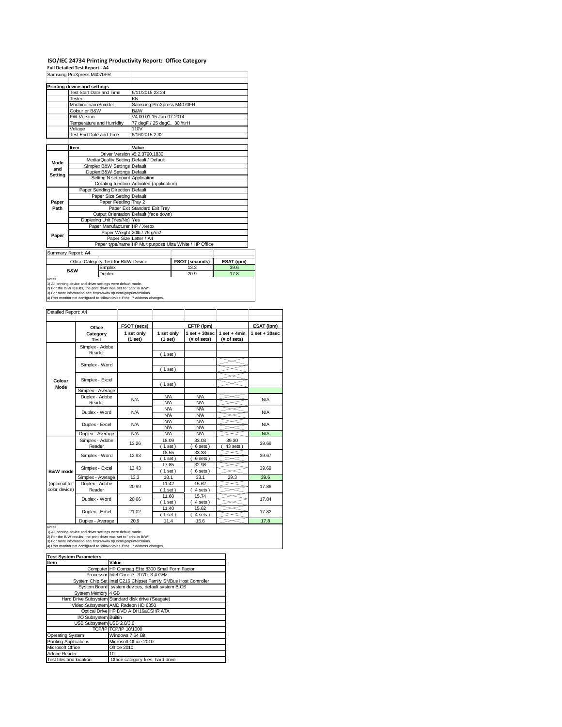# ISO/IEC 24734 Printing Productivity Report: Office Category

**Full Detailed Test Report - A4**

Samsung ProXpress M4070FR

| Printing device and settings | |
|---|---|
| Test Start Date and Time | 6/11/2015 23:24 |
| Tester | KN |
| Machine name/model | Samsung ProXpress M4070FR |
| Colour or B&W | B&W |
| FW Version | V4.00.01.15 Jan-07-2014 |
| Temperature and Humidity | 77 degF / 25 degC, 30 %rH |
| Voltage | 110V |
| Test End Date and Time | 6/16/2015 2:32 |

| | Item | Value |
|---|---|---|
| Mode and Setting | Driver Version | v5.2.3790.1830 |
| | Media/Quality Setting | Default / Default |
| | Simplex B&W Settings | Default |
| | Duplex B&W Settings | Default |
| | Setting N set count | Application |
| | Collating function | Activated (application) |
| Paper Path | Paper Sending Direction | Default |
| | Paper Size Setting | Default |
| | Paper Feeding | Tray 2 |
| | Paper Exit | Standard Exit Tray |
| | Output Orientation | Default (face down) |
| | Duplexing Unit (Yes/No) | Yes |
| Paper | Paper Manufacturer | HP / Xerox |
| | Paper Weight | 20lb / 75 g/m2 |
| | Paper Size | Letter / A4 |
| | Paper type/name | HP Multipurpose Ultra White / HP Office |

Summary Report: **A4**

| Office Category Test for B&W Device | | FSOT (seconds) | ESAT (ipm) |
|---|---|---|---|
| B&W | Simplex | 13.3 | 39.6 |
| | Duplex | 20.9 | 17.8 |

Notes
1) All printing device and driver settings were default mode.
2) For the B/W results, the print driver was set to "print in B/W".
3) For more information see http://www.hp.com/go/printerclaims.
4) Port monitor not configured to follow device if the IP address changes.

Detailed Report: A4

| | Office Category Test | FSOT (secs) | EFTP (ipm) | | | ESAT (ipm) |
|---|---|---|---|---|---|---|
| | | 1 set only (1 set) | 1 set only (1 set) | 1 set + 30sec (# of sets) | 1 set + 4min (# of sets) | 1 set + 30sec |
| Colour Mode | Simplex - Adobe Reader | | ( 1 set ) | | | |
| | Simplex - Word | | ( 1 set ) | | | |
| | Simplex - Excel | | ( 1 set ) | | | |
| | Simplex - Average | | | | | |
| | Duplex - Adobe Reader | N/A | N/A / N/A | N/A / N/A | | N/A |
| | Duplex - Word | N/A | N/A / N/A | N/A / N/A | | N/A |
| | Duplex - Excel | N/A | N/A / N/A | N/A / N/A | | N/A |
| | Duplex - Average | N/A | N/A | N/A | | N/A |
| B&W mode (optional for color device) | Simplex - Adobe Reader | 13.26 | 18.09 ( 1 set ) | 33.03 ( 6 sets ) | 39.30 ( 43 sets ) | 39.69 |
| | Simplex - Word | 12.93 | 18.55 ( 1 set ) | 33.33 ( 6 sets ) | | 39.67 |
| | Simplex - Excel | 13.43 | 17.85 ( 1 set ) | 32.98 ( 6 sets ) | | 39.69 |
| | Simplex - Average | 13.3 | 18.1 | 33.1 | 39.3 | 39.6 |
| | Duplex - Adobe Reader | 20.99 | 11.42 ( 1 set ) | 15.62 ( 4 sets ) | | 17.86 |
| | Duplex - Word | 20.66 | 11.60 ( 1 set ) | 15.74 ( 4 sets ) | | 17.84 |
| | Duplex - Excel | 21.02 | 11.40 ( 1 set ) | 15.62 ( 4 sets ) | | 17.82 |
| | Duplex - Average | 20.9 | 11.4 | 15.6 | | 17.8 |

Notes
1) All printing device and driver settings were default mode.
2) For the B/W results, the print driver was set to "print in B/W".
3) For more information see http://www.hp.com/go/printerclaims.
4) Port monitor not configured to follow device if the IP address changes.

| Test System Parameters | |
|---|---|
| **Item** | **Value** |
| Computer | HP Compaq Elite 8300 Small Form Factor |
| Processor | Intel Core i7 -3770, 3.4 GHz |
| System Chip Set | Intel C216 Chipset Family SMBus Host Controller |
| System Board | system devices, default system BIOS |
| System Memory | 4 GB |
| Hard Drive Subsystem | Standard disk drive (Seagate) |
| Video Subsystem | AMD Radeon HD 6350 |
| Optical Drive | HP DVD A DH16aCSHR ATA |
| I/O Subsystem | Builtin |
| USB Subsystem | USB 2.0/3.0 |
| TCP/IP | TCP/IP 10/1000 |
| Operating System | Windows 7 64 Bit |
| Printing Applications | Microsoft Office 2010 |
| Microsoft Office | Office 2010 |
| Adobe Reader | 10 |
| Test files and location | Office category files, hard drive |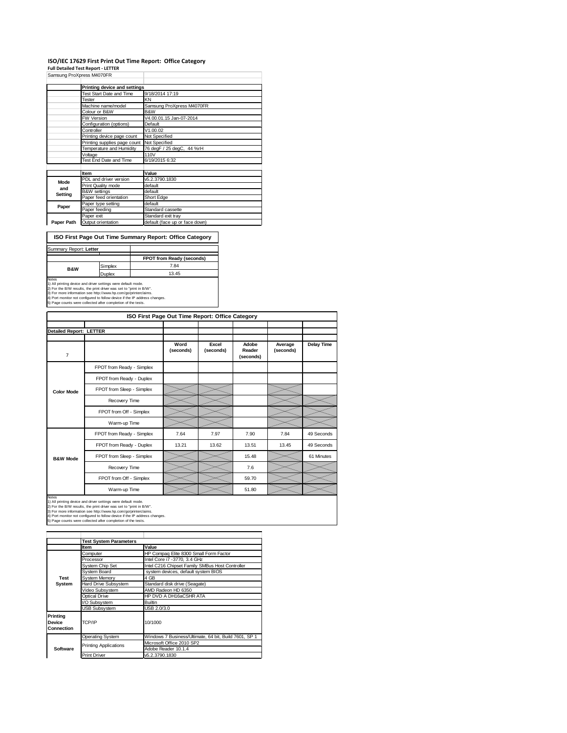# ISO/IEC 17629 First Print Out Time Report: Office Category

**Full Detailed Test Report - LETTER**

Samsung ProXpress M4070FR

| | Printing device and settings | |
|---|---|---|
| | Test Start Date and Time | 9/18/2014 17:19 |
| | Tester | KN |
| | Machine name/model | Samsung ProXpress M4070FR |
| | Colour or B&W | B&W |
| | FW Version | V4.00.01.15 Jan-07-2014 |
| | Configuration (options) | Default |
| | Controller | V1.00.02 |
| | Printing device page count | Not Specified |
| | Printing supplies page count | Not Specified |
| | Temperature and Humidity | 76 degF / 25 degC, 44 %rH |
| | Voltage | 110V |
| | Test End Date and Time | 6/19/2015 6:32 |

| | Item | Value |
|---|---|---|
| Mode and Setting | PDL and driver version | v5.2.3790.1830 |
| | Print Quality mode | default |
| | B&W settings | default |
| | Paper feed orientation | Short Edge |
| Paper | Paper type setting | default |
| | Paper feeding | Standard cassette |
| | Paper exit | Standard exit tray |
| Paper Path | Output orientation | default (face up or face down) |

## ISO First Page Out Time Summary Report: Office Category

Summary Report: **Letter**

| | | FPOT from Ready (seconds) |
|---|---|---|
| B&W | Simplex | 7.84 |
| | Duplex | 13.45 |

Notes
1) All printing device and driver settings were default mode.
2) For the B/W results, the print driver was set to "print in B/W".
3) For more information see http://www.hp.com/go/printerclaims.
4) Port monitor not configured to follow device if the IP address changes.
5) Page counts were collected after completion of the tests.

## ISO First Page Out Time Report: Office Category

Detailed Report: **LETTER**

| 7 | | Word (seconds) | Excel (seconds) | Adobe Reader (seconds) | Average (seconds) | Delay Time |
|---|---|---|---|---|---|---|
| Color Mode | FPOT from Ready - Simplex | | | | | |
| | FPOT from Ready - Duplex | | | | | |
| | FPOT from Sleep - Simplex | | | | | |
| | Recovery Time | | | | | |
| | FPOT from Off - Simplex | | | | | |
| | Warm-up Time | | | | | |
| B&W Mode | FPOT from Ready - Simplex | 7.64 | 7.97 | 7.90 | 7.84 | 49 Seconds |
| | FPOT from Ready - Duplex | 13.21 | 13.62 | 13.51 | 13.45 | 49 Seconds |
| | FPOT from Sleep - Simplex | | | 15.48 | | 61 Minutes |
| | Recovery Time | | | 7.6 | | |
| | FPOT from Off - Simplex | | | 59.70 | | |
| | Warm-up Time | | | 51.80 | | |

Notes
1) All printing device and driver settings were default mode.
2) For the B/W results, the print driver was set to "print in B/W".
3) For more information see http://www.hp.com/go/printerclaims.
4) Port monitor not configured to follow device if the IP address changes.
5) Page counts were collected after completion of the tests.

| | Test System Parameters | |
|---|---|---|
| | Item | Value |
| Test System | Computer | HP Compaq Elite 8300 Small Form Factor |
| | Processor | Intel Core i7 -3770, 3.4 GHz |
| | System Chip Set | Intel C216 Chipset Family SMBus Host Controller |
| | System Board | system devices, default system BIOS |
| | System Memory | 4 GB |
| | Hard Drive Subsystem | Standard disk drive (Seagate) |
| | Video Subsystem | AMD Radeon HD 6350 |
| | Optical Drive | HP DVD A DH16aCSHR ATA |
| | I/O Subsystem | Builtin |
| | USB Subsystem | USB 2.0/3.0 |
| Printing Device Connection | TCP/IP | 10/1000 |
| Software | Operating System | Windows 7 Business/Ultimate, 64 bit, Build 7601, SP 1 |
| | Printing Applications | Microsoft Office 2010 SP2 |
| | | Adobe Reader 10.1.4 |
| | Print Driver | v5.2.3790.1830 |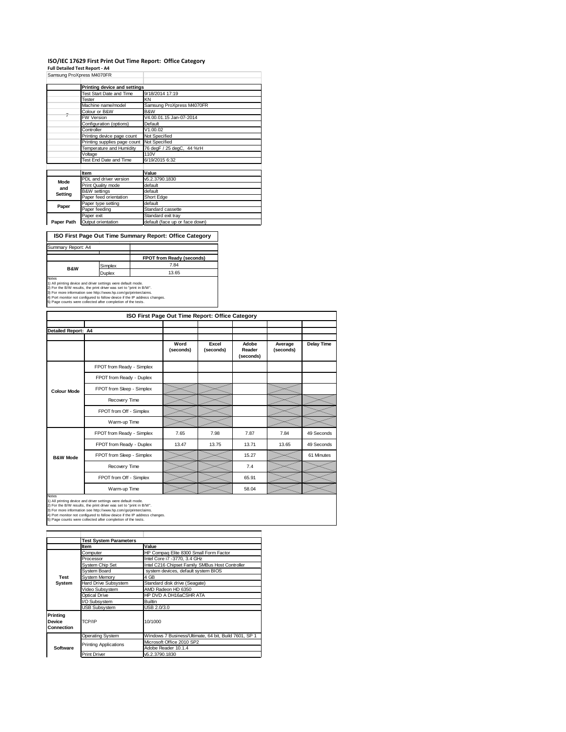# ISO/IEC 17629 First Print Out Time Report: Office Category

**Full Detailed Test Report - A4**

Samsung ProXpress M4070FR

| | Printing device and settings | |
|---|---|---|
| 7 | Test Start Date and Time | 9/18/2014 17:19 |
| | Tester | KN |
| | Machine name/model | Samsung ProXpress M4070FR |
| | Colour or B&W | B&W |
| | FW Version | V4.00.01.15 Jan-07-2014 |
| | Configuration (options) | Default |
| | Controller | V1.00.02 |
| | Printing device page count | Not Specified |
| | Printing supplies page count | Not Specified |
| | Temperature and Humidity | 76 degF / 25 degC, 44 %rH |
| | Voltage | 110V |
| | Test End Date and Time | 6/19/2015 6:32 |

| | Item | Value |
|---|---|---|
| Mode and Setting | PDL and driver version | v5.2.3790.1830 |
| | Print Quality mode | default |
| | B&W settings | default |
| | Paper feed orientation | Short Edge |
| Paper | Paper type setting | default |
| | Paper feeding | Standard cassette |
| | Paper exit | Standard exit tray |
| Paper Path | Output orientation | default (face up or face down) |

## ISO First Page Out Time Summary Report: Office Category

Summary Report: A4

| | | FPOT from Ready (seconds) |
|---|---|---|
| B&W | Simplex | 7.84 |
| | Duplex | 13.65 |

Notes
1) All printing device and driver settings were default mode.
2) For the B/W results, the print driver was set to "print in B/W".
3) For more information see http://www.hp.com/go/printerclaims.
4) Port monitor not configured to follow device if the IP address changes.
5) Page counts were collected after completion of the tests.

## ISO First Page Out Time Report: Office Category

Detailed Report: A4

| | | Word (seconds) | Excel (seconds) | Adobe Reader (seconds) | Average (seconds) | Delay Time |
|---|---|---|---|---|---|---|
| Colour Mode | FPOT from Ready - Simplex | | | | | |
| | FPOT from Ready - Duplex | | | | | |
| | FPOT from Sleep - Simplex | | | | | |
| | Recovery Time | | | | | |
| | FPOT from Off - Simplex | | | | | |
| | Warm-up Time | | | | | |
| B&W Mode | FPOT from Ready - Simplex | 7.65 | 7.98 | 7.87 | 7.84 | 49 Seconds |
| | FPOT from Ready - Duplex | 13.47 | 13.75 | 13.71 | 13.65 | 49 Seconds |
| | FPOT from Sleep - Simplex | | | 15.27 | | 61 Minutes |
| | Recovery Time | | | 7.4 | | |
| | FPOT from Off - Simplex | | | 65.91 | | |
| | Warm-up Time | | | 58.04 | | |

Notes
1) All printing device and driver settings were default mode.
2) For the B/W results, the print driver was set to "print in B/W".
3) For more information see http://www.hp.com/go/printerclaims.
4) Port monitor not configured to follow device if the IP address changes.
5) Page counts were collected after completion of the tests.

| | Test System Parameters | |
|---|---|---|
| | Item | Value |
| Test System | Computer | HP Compaq Elite 8300 Small Form Factor |
| | Processor | Intel Core i7 -3770, 3.4 GHz |
| | System Chip Set | Intel C216 Chipset Family SMBus Host Controller |
| | System Board | system devices, default system BIOS |
| | System Memory | 4 GB |
| | Hard Drive Subsystem | Standard disk drive (Seagate) |
| | Video Subsystem | AMD Radeon HD 6350 |
| | Optical Drive | HP DVD A DH16aCSHR ATA |
| | I/O Subsystem | Builtin |
| | USB Subsystem | USB 2.0/3.0 |
| Printing Device Connection | TCP/IP | 10/1000 |
| Software | Operating System | Windows 7 Business/Ultimate, 64 bit, Build 7601, SP 1 |
| | Printing Applications | Microsoft Office 2010 SP2 |
| | | Adobe Reader 10.1.4 |
| | Print Driver | v5.2.3790.1830 |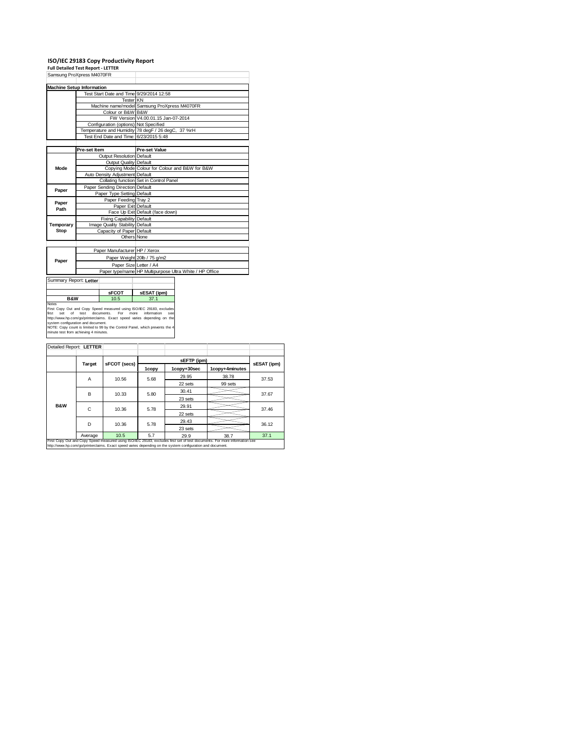# ISO/IEC 29183 Copy Productivity Report

**Full Detailed Test Report - LETTER**

Samsung ProXpress M4070FR

| Machine Setup Information | | |
|---|---|---|
| | Test Start Date and Time | 9/29/2014 12:58 |
| | Tester | KN |
| | Machine name/model | Samsung ProXpress M4070FR |
| | Colour or B&W | B&W |
| | FW Version | V4.00.01.15 Jan-07-2014 |
| | Configuration (options) | Not Specified |
| | Temperature and Humidity | 78 degF / 26 degC, 37 %rH |
| | Test End Date and Time: | 6/23/2015 5:48 |

| | Pre-set Item | Pre-set Value |
|---|---|---|
| Mode | Output Resolution | Default |
| | Output Quality | Default |
| | Copying Mode | Colour for Colour and B&W for B&W |
| | Auto Density Adjustment | Default |
| | Collating function | Set in Control Panel |
| Paper | Paper Sending Direction | Default |
| | Paper Type Setting | Default |
| Paper Path | Paper Feeding | Tray 2 |
| | Paper Exit | Default |
| | Face Up Exit | Default (face down) |
| Temporary Stop | Fixing Capability | Default |
| | Image Quality Stability | Default |
| | Capacity of Paper | Default |
| | Others | None |

| | | |
|---|---|---|
| Paper | Paper Manufacturer | HP / Xerox |
| | Paper Weight | 20lb / 75 g/m2 |
| | Paper Size | Letter / A4 |
| | Paper type/name | HP Multipurpose Ultra White / HP Office |

Summary Report: **Letter**

| | sFCOT | sESAT (ipm) |
|---|---|---|
| B&W | 10.5 | 37.1 |

Notes

First Copy Out and Copy Speed measured using ISO/IEC 29183, excludes first set of test documents. For more information see http://www.hp.com/go/printerclaims. Exact speed varies depending on the system configuration and document.

NOTE: Copy count is limited to 99 by the Control Panel, which prevents the 4 minute test from achieving 4 minutes.

Detailed Report: **LETTER**

| | Target | sFCOT (secs) | sEFTP (ipm) | | | sESAT (ipm) |
|---|---|---|---|---|---|---|
| | | | 1copy | 1copy+30sec | 1copy+4minutes | |
| B&W | A | 10.56 | 5.68 | 29.95 | 38.78 | 37.53 |
| | | | | 22 sets | 99 sets | |
| | B | 10.33 | 5.80 | 30.41 | | 37.67 |
| | | | | 23 sets | | |
| | C | 10.36 | 5.78 | 29.91 | | 37.46 |
| | | | | 22 sets | | |
| | D | 10.36 | 5.78 | 29.43 | | 36.12 |
| | | | | 23 sets | | |
| | Average | 10.5 | 5.7 | 29.9 | 38.7 | 37.1 |

First Copy Out and Copy Speed measured using ISO/IEC 29183, excludes first set of test documents. For more information see http://www.hp.com/go/printerclaims. Exact speed varies depending on the system configuration and document.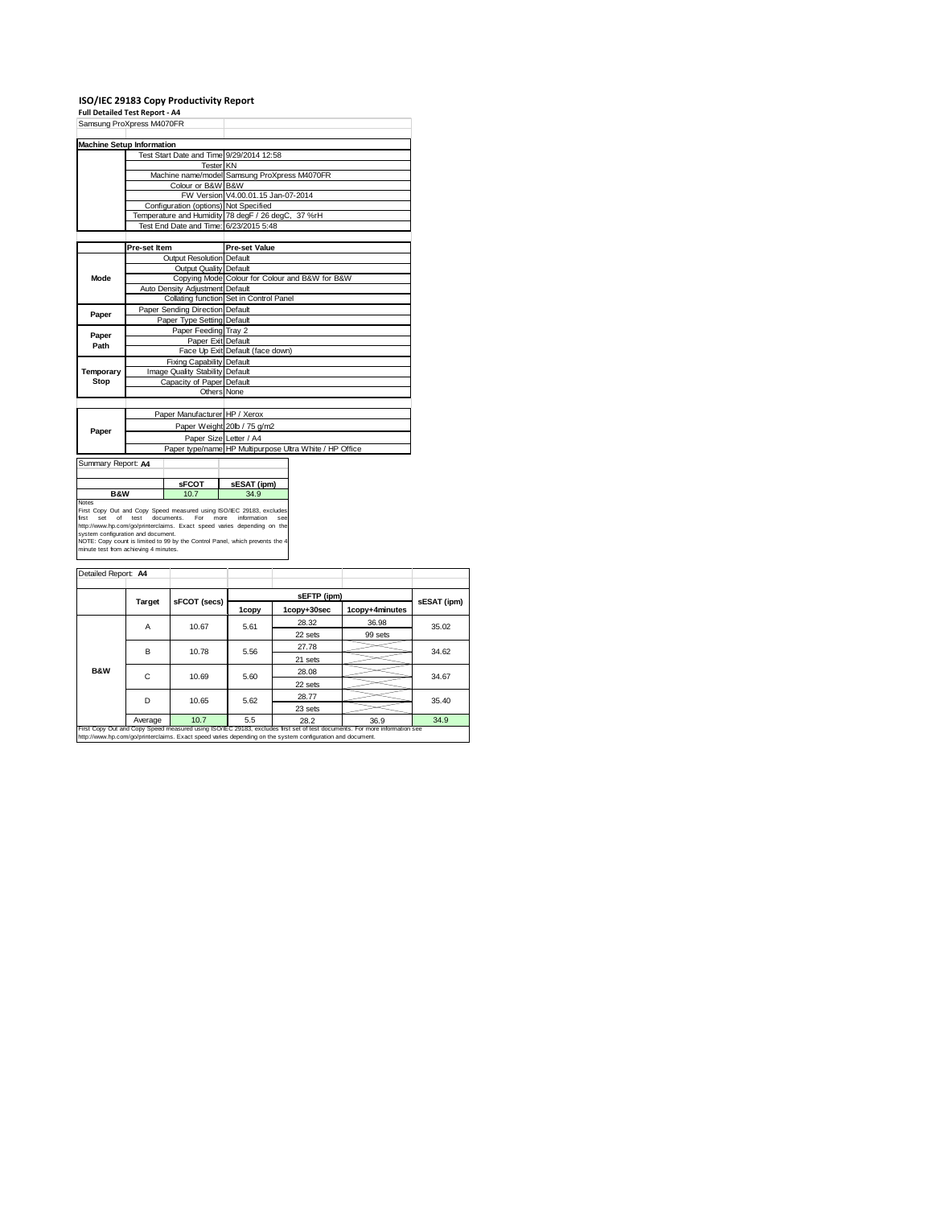# ISO/IEC 29183 Copy Productivity Report

**Full Detailed Test Report - A4**

Samsung ProXpress M4070FR

| Machine Setup Information | | |
|---|---|---|
| | Test Start Date and Time | 9/29/2014 12:58 |
| | Tester | KN |
| | Machine name/model | Samsung ProXpress M4070FR |
| | Colour or B&W | B&W |
| | FW Version | V4.00.01.15 Jan-07-2014 |
| | Configuration (options) | Not Specified |
| | Temperature and Humidity | 78 degF / 26 degC, 37 %rH |
| | Test End Date and Time: | 6/23/2015 5:48 |

| | Pre-set Item | Pre-set Value |
|---|---|---|
| Mode | Output Resolution | Default |
| | Output Quality | Default |
| | Copying Mode | Colour for Colour and B&W for B&W |
| | Auto Density Adjustment | Default |
| | Collating function | Set in Control Panel |
| Paper | Paper Sending Direction | Default |
| | Paper Type Setting | Default |
| Paper Path | Paper Feeding | Tray 2 |
| | Paper Exit | Default |
| | Face Up Exit | Default (face down) |
| Temporary Stop | Fixing Capability | Default |
| | Image Quality Stability | Default |
| | Capacity of Paper | Default |
| | Others | None |

| | | |
|---|---|---|
| Paper | Paper Manufacturer | HP / Xerox |
| | Paper Weight | 20lb / 75 g/m2 |
| | Paper Size | Letter / A4 |
| | Paper type/name | HP Multipurpose Ultra White / HP Office |

Summary Report: **A4**

| | sFCOT | sESAT (ipm) |
|---|---|---|
| B&W | 10.7 | 34.9 |

Notes
First Copy Out and Copy Speed measured using ISO/IEC 29183, excludes first set of test documents. For more information see http://www.hp.com/go/printerclaims. Exact speed varies depending on the system configuration and document.
NOTE: Copy count is limited to 99 by the Control Panel, which prevents the 4 minute test from achieving 4 minutes.

Detailed Report: **A4**

| | Target | sFCOT (secs) | sEFTP (ipm) 1copy | sEFTP (ipm) 1copy+30sec | sEFTP (ipm) 1copy+4minutes | sESAT (ipm) |
|---|---|---|---|---|---|---|
| B&W | A | 10.67 | 5.61 | 28.32 | 36.98 | 35.02 |
| | | | | 22 sets | 99 sets | |
| | B | 10.78 | 5.56 | 27.78 | | 34.62 |
| | | | | 21 sets | | |
| | C | 10.69 | 5.60 | 28.08 | | 34.67 |
| | | | | 22 sets | | |
| | D | 10.65 | 5.62 | 28.77 | | 35.40 |
| | | | | 23 sets | | |
| | Average | 10.7 | 5.5 | 28.2 | 36.9 | 34.9 |

First Copy Out and Copy Speed measured using ISO/IEC 29183, excludes first set of test documents. For more information see http://www.hp.com/go/printerclaims. Exact speed varies depending on the system configuration and document.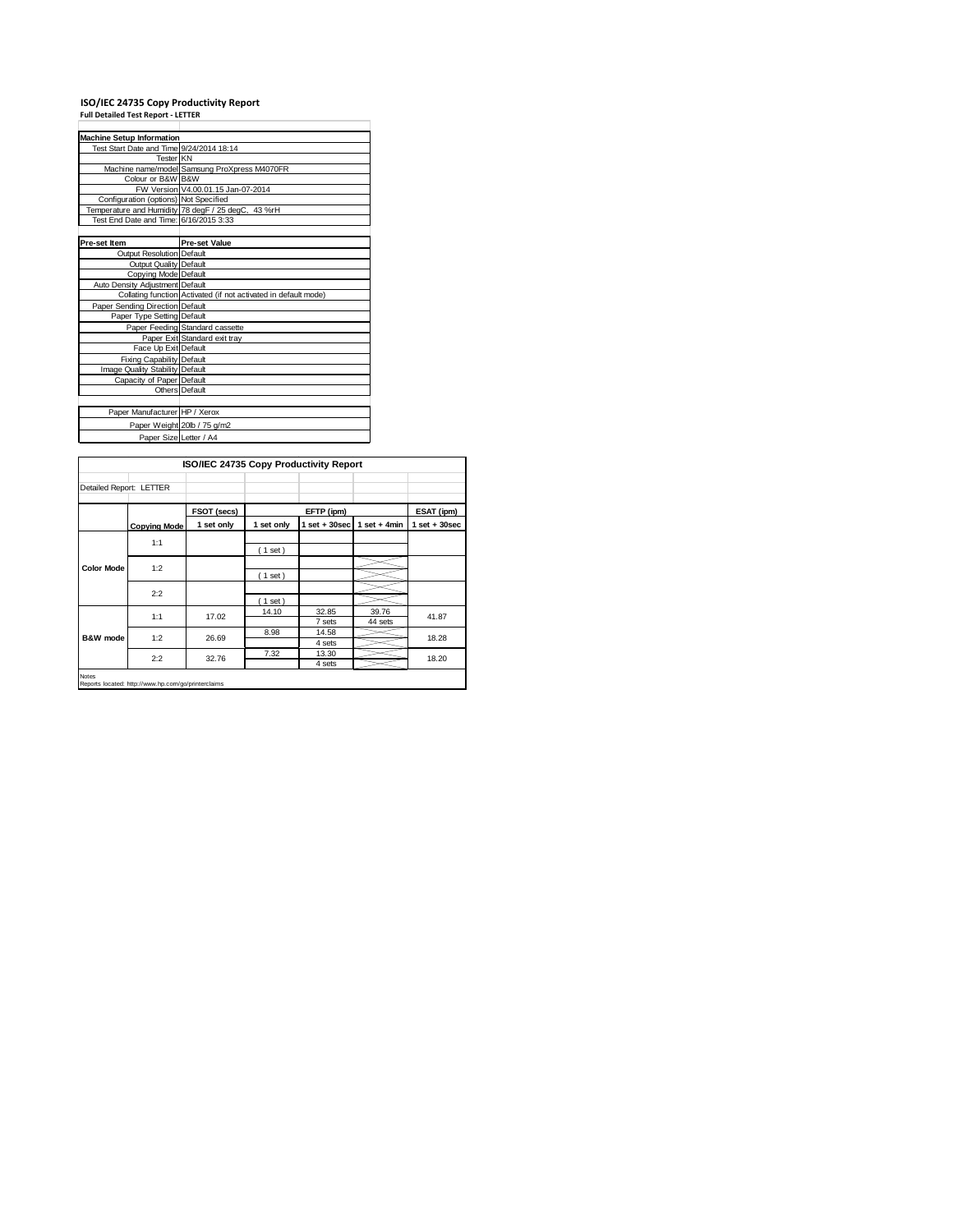**ISO/IEC 24735 Copy Productivity Report**

**Full Detailed Test Report - LETTER**

| Machine Setup Information | |
|---|---|
| Test Start Date and Time | 9/24/2014 18:14 |
| Tester | KN |
| Machine name/model | Samsung ProXpress M4070FR |
| Colour or B&W | B&W |
| FW Version | V4.00.01.15 Jan-07-2014 |
| Configuration (options) | Not Specified |
| Temperature and Humidity | 78 degF / 25 degC, 43 %rH |
| Test End Date and Time: | 6/16/2015 3:33 |

| Pre-set Item | Pre-set Value |
|---|---|
| Output Resolution | Default |
| Output Quality | Default |
| Copying Mode | Default |
| Auto Density Adjustment | Default |
| Collating function | Activated (if not activated in default mode) |
| Paper Sending Direction | Default |
| Paper Type Setting | Default |
| Paper Feeding | Standard cassette |
| Paper Exit | Standard exit tray |
| Face Up Exit | Default |
| Fixing Capability | Default |
| Image Quality Stability | Default |
| Capacity of Paper | Default |
| Others | Default |

| | |
|---|---|
| Paper Manufacturer | HP / Xerox |
| Paper Weight | 20lb / 75 g/m2 |
| Paper Size | Letter / A4 |

**ISO/IEC 24735 Copy Productivity Report**

Detailed Report: LETTER

| | | FSOT (secs) | EFTP (ipm) | | | ESAT (ipm) |
|---|---|---|---|---|---|---|
| | Copying Mode | 1 set only | 1 set only | 1 set + 30sec | 1 set + 4min | 1 set + 30sec |
| Color Mode | 1:1 | | ( 1 set ) | | | |
| | 1:2 | | ( 1 set ) | | | |
| | 2:2 | | ( 1 set ) | | | |
| B&W mode | 1:1 | 17.02 | 14.10 | 32.85<br>7 sets | 39.76<br>44 sets | 41.87 |
| | 1:2 | 26.69 | 8.98 | 14.58<br>4 sets | | 18.28 |
| | 2:2 | 32.76 | 7.32 | 13.30<br>4 sets | | 18.20 |

Notes
Reports located: http://www.hp.com/go/printerclaims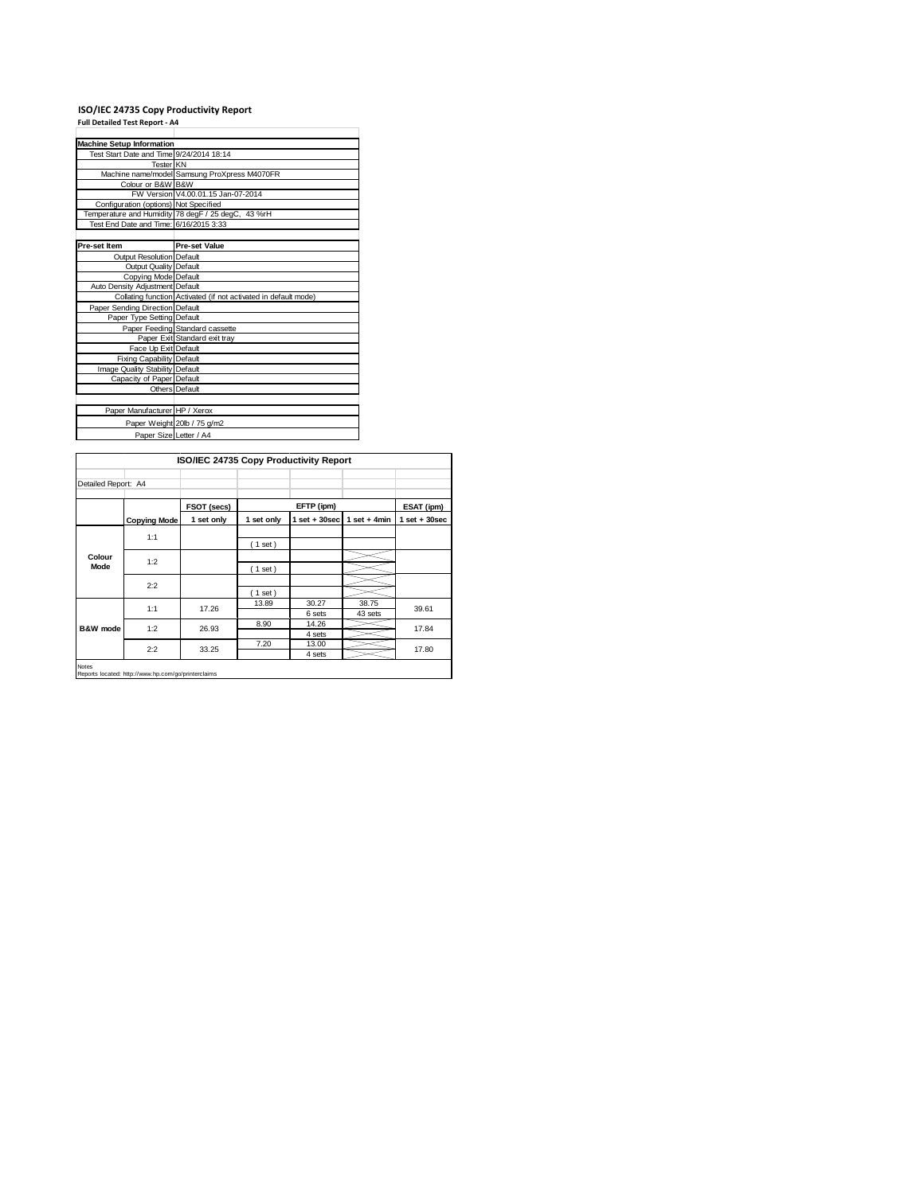# ISO/IEC 24735 Copy Productivity Report

**Full Detailed Test Report - A4**

| Machine Setup Information | |
|---|---|
| Test Start Date and Time | 9/24/2014 18:14 |
| Tester | KN |
| Machine name/model | Samsung ProXpress M4070FR |
| Colour or B&W | B&W |
| FW Version | V4.00.01.15 Jan-07-2014 |
| Configuration (options) | Not Specified |
| Temperature and Humidity | 78 degF / 25 degC, 43 %rH |
| Test End Date and Time: | 6/16/2015 3:33 |

| Pre-set Item | Pre-set Value |
|---|---|
| Output Resolution | Default |
| Output Quality | Default |
| Copying Mode | Default |
| Auto Density Adjustment | Default |
| Collating function | Activated (if not activated in default mode) |
| Paper Sending Direction | Default |
| Paper Type Setting | Default |
| Paper Feeding | Standard cassette |
| Paper Exit | Standard exit tray |
| Face Up Exit | Default |
| Fixing Capability | Default |
| Image Quality Stability | Default |
| Capacity of Paper | Default |
| Others | Default |

| | |
|---|---|
| Paper Manufacturer | HP / Xerox |
| Paper Weight | 20lb / 75 g/m2 |
| Paper Size | Letter / A4 |

**ISO/IEC 24735 Copy Productivity Report**

Detailed Report: A4

| | | FSOT (secs) | EFTP (ipm) | | | ESAT (ipm) |
|---|---|---|---|---|---|---|
| | Copying Mode | 1 set only | 1 set only | 1 set + 30sec | 1 set + 4min | 1 set + 30sec |
| Colour Mode | 1:1 | | ( 1 set ) | | | |
| | 1:2 | | ( 1 set ) | | | |
| | 2:2 | | ( 1 set ) | | | |
| B&W mode | 1:1 | 17.26 | 13.89 | 30.27 / 6 sets | 38.75 / 43 sets | 39.61 |
| | 1:2 | 26.93 | 8.90 | 14.26 / 4 sets | | 17.84 |
| | 2:2 | 33.25 | 7.20 | 13.00 / 4 sets | | 17.80 |

Notes

Reports located: http://www.hp.com/go/printerclaims